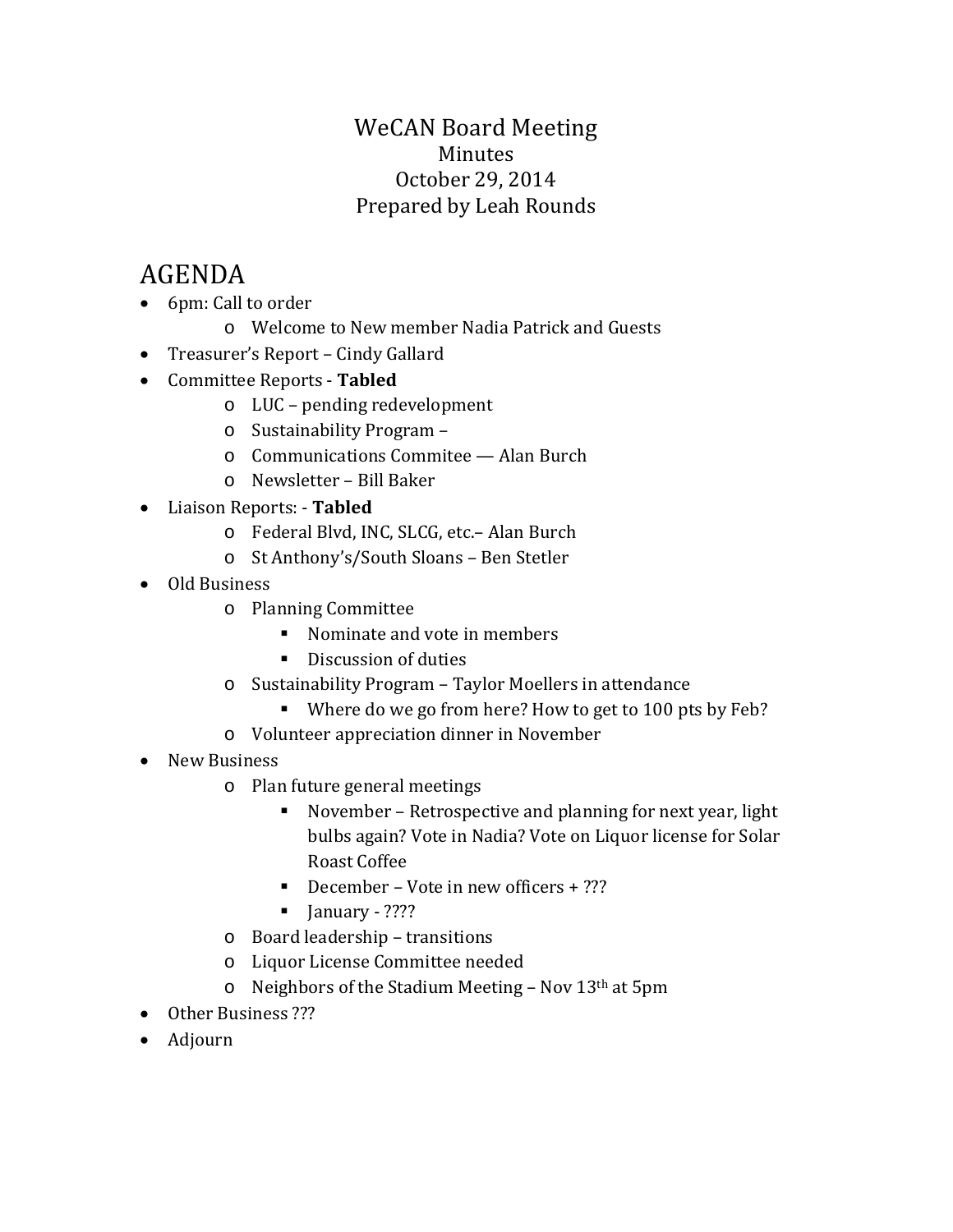# WeCAN Board Meeting

Minutes

October 29, 2014

Prepared by Leah Rounds

## AGENDA

- 6pm: Call to order
  - Welcome to New member Nadia Patrick and Guests
- Treasurer's Report – Cindy Gallard
- Committee Reports - **Tabled**
  - LUC – pending redevelopment
  - Sustainability Program –
  - Communications Commitee — Alan Burch
  - Newsletter – Bill Baker
- Liaison Reports: - **Tabled**
  - Federal Blvd, INC, SLCG, etc.– Alan Burch
  - St Anthony's/South Sloans – Ben Stetler
- Old Business
  - Planning Committee
    - Nominate and vote in members
    - Discussion of duties
  - Sustainability Program – Taylor Moellers in attendance
    - Where do we go from here? How to get to 100 pts by Feb?
  - Volunteer appreciation dinner in November
- New Business
  - Plan future general meetings
    - November – Retrospective and planning for next year, light bulbs again? Vote in Nadia? Vote on Liquor license for Solar Roast Coffee
    - December – Vote in new officers + ???
    - January - ????
  - Board leadership – transitions
  - Liquor License Committee needed
  - Neighbors of the Stadium Meeting – Nov 13th at 5pm
- Other Business ???
- Adjourn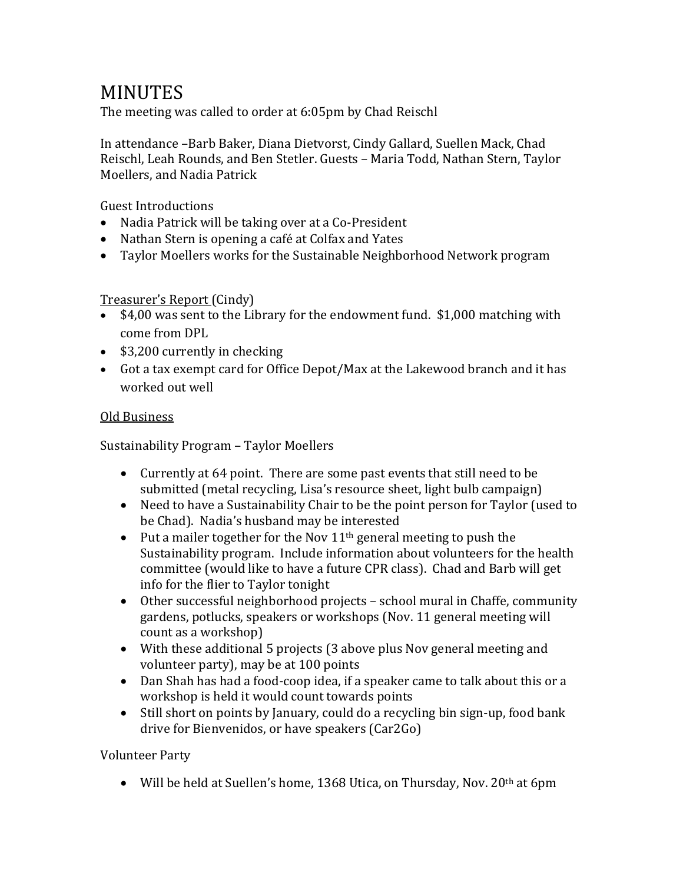# MINUTES

The meeting was called to order at 6:05pm by Chad Reischl

In attendance –Barb Baker, Diana Dietvorst, Cindy Gallard, Suellen Mack, Chad Reischl, Leah Rounds, and Ben Stetler. Guests – Maria Todd, Nathan Stern, Taylor Moellers, and Nadia Patrick

Guest Introductions

- Nadia Patrick will be taking over at a Co-President
- Nathan Stern is opening a café at Colfax and Yates
- Taylor Moellers works for the Sustainable Neighborhood Network program

<u>Treasurer's Report</u> (Cindy)

- $4,00 was sent to the Library for the endowment fund. $1,000 matching with come from DPL
- $3,200 currently in checking
- Got a tax exempt card for Office Depot/Max at the Lakewood branch and it has worked out well

<u>Old Business</u>

Sustainability Program – Taylor Moellers

- Currently at 64 point. There are some past events that still need to be submitted (metal recycling, Lisa's resource sheet, light bulb campaign)
- Need to have a Sustainability Chair to be the point person for Taylor (used to be Chad). Nadia's husband may be interested
- Put a mailer together for the Nov 11th general meeting to push the Sustainability program. Include information about volunteers for the health committee (would like to have a future CPR class). Chad and Barb will get info for the flier to Taylor tonight
- Other successful neighborhood projects – school mural in Chaffe, community gardens, potlucks, speakers or workshops (Nov. 11 general meeting will count as a workshop)
- With these additional 5 projects (3 above plus Nov general meeting and volunteer party), may be at 100 points
- Dan Shah has had a food-coop idea, if a speaker came to talk about this or a workshop is held it would count towards points
- Still short on points by January, could do a recycling bin sign-up, food bank drive for Bienvenidos, or have speakers (Car2Go)

Volunteer Party

- Will be held at Suellen's home, 1368 Utica, on Thursday, Nov. 20th at 6pm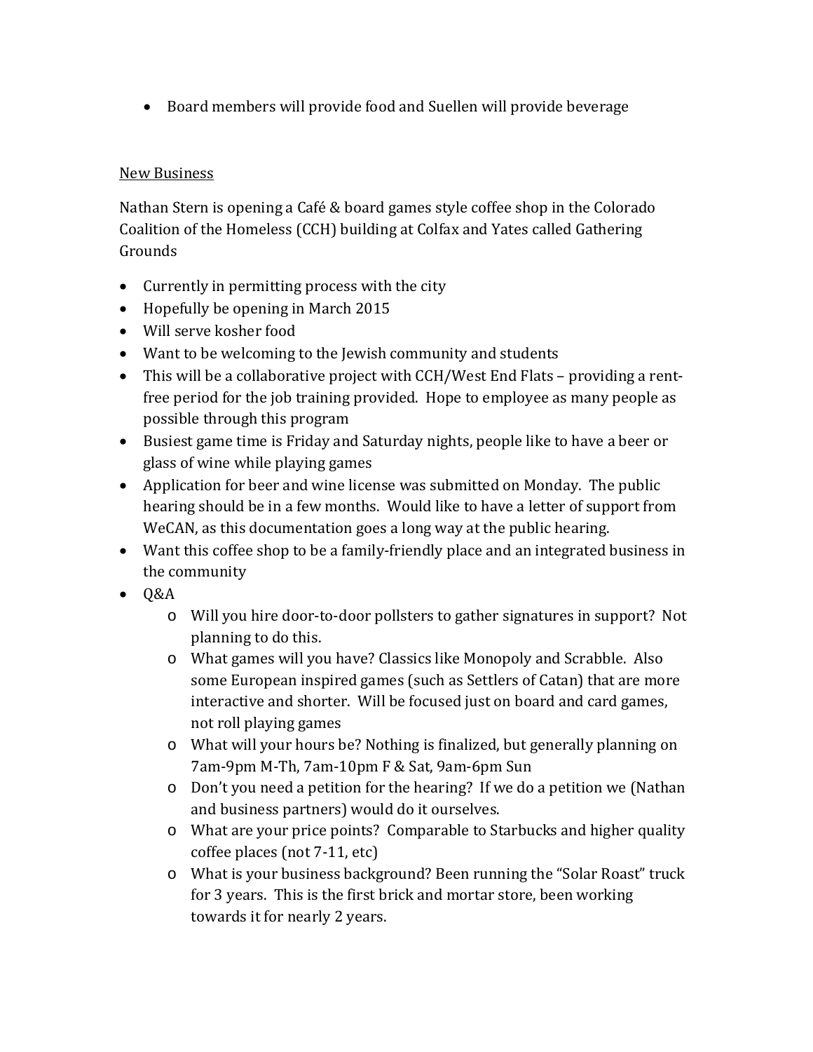- Board members will provide food and Suellen will provide beverage

<u>New Business</u>

Nathan Stern is opening a Café & board games style coffee shop in the Colorado Coalition of the Homeless (CCH) building at Colfax and Yates called Gathering Grounds

- Currently in permitting process with the city
- Hopefully be opening in March 2015
- Will serve kosher food
- Want to be welcoming to the Jewish community and students
- This will be a collaborative project with CCH/West End Flats – providing a rent-free period for the job training provided. Hope to employee as many people as possible through this program
- Busiest game time is Friday and Saturday nights, people like to have a beer or glass of wine while playing games
- Application for beer and wine license was submitted on Monday. The public hearing should be in a few months. Would like to have a letter of support from WeCAN, as this documentation goes a long way at the public hearing.
- Want this coffee shop to be a family-friendly place and an integrated business in the community
- Q&A
    - Will you hire door-to-door pollsters to gather signatures in support? Not planning to do this.
    - What games will you have? Classics like Monopoly and Scrabble. Also some European inspired games (such as Settlers of Catan) that are more interactive and shorter. Will be focused just on board and card games, not roll playing games
    - What will your hours be? Nothing is finalized, but generally planning on 7am-9pm M-Th, 7am-10pm F & Sat, 9am-6pm Sun
    - Don't you need a petition for the hearing? If we do a petition we (Nathan and business partners) would do it ourselves.
    - What are your price points? Comparable to Starbucks and higher quality coffee places (not 7-11, etc)
    - What is your business background? Been running the "Solar Roast" truck for 3 years. This is the first brick and mortar store, been working towards it for nearly 2 years.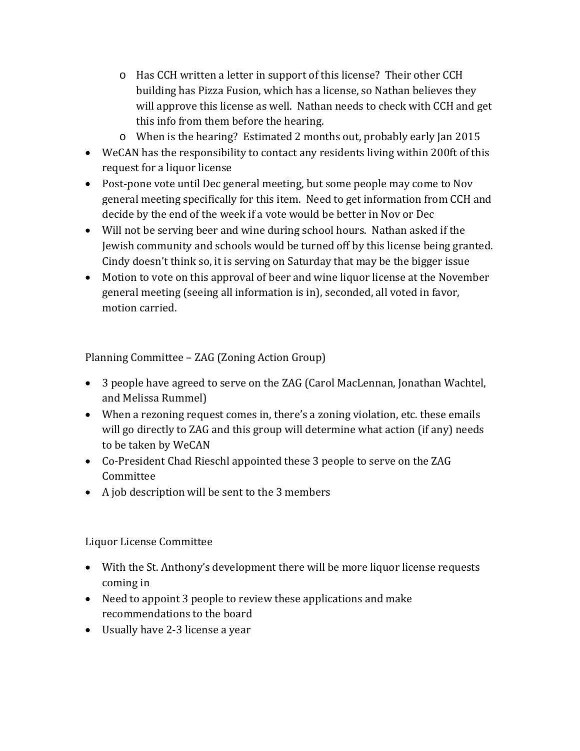- Has CCH written a letter in support of this license? Their other CCH building has Pizza Fusion, which has a license, so Nathan believes they will approve this license as well. Nathan needs to check with CCH and get this info from them before the hearing.
  - When is the hearing? Estimated 2 months out, probably early Jan 2015
- WeCAN has the responsibility to contact any residents living within 200ft of this request for a liquor license
- Post-pone vote until Dec general meeting, but some people may come to Nov general meeting specifically for this item. Need to get information from CCH and decide by the end of the week if a vote would be better in Nov or Dec
- Will not be serving beer and wine during school hours. Nathan asked if the Jewish community and schools would be turned off by this license being granted. Cindy doesn't think so, it is serving on Saturday that may be the bigger issue
- Motion to vote on this approval of beer and wine liquor license at the November general meeting (seeing all information is in), seconded, all voted in favor, motion carried.

Planning Committee – ZAG (Zoning Action Group)

- 3 people have agreed to serve on the ZAG (Carol MacLennan, Jonathan Wachtel, and Melissa Rummel)
- When a rezoning request comes in, there's a zoning violation, etc. these emails will go directly to ZAG and this group will determine what action (if any) needs to be taken by WeCAN
- Co-President Chad Rieschl appointed these 3 people to serve on the ZAG Committee
- A job description will be sent to the 3 members

Liquor License Committee

- With the St. Anthony's development there will be more liquor license requests coming in
- Need to appoint 3 people to review these applications and make recommendations to the board
- Usually have 2-3 license a year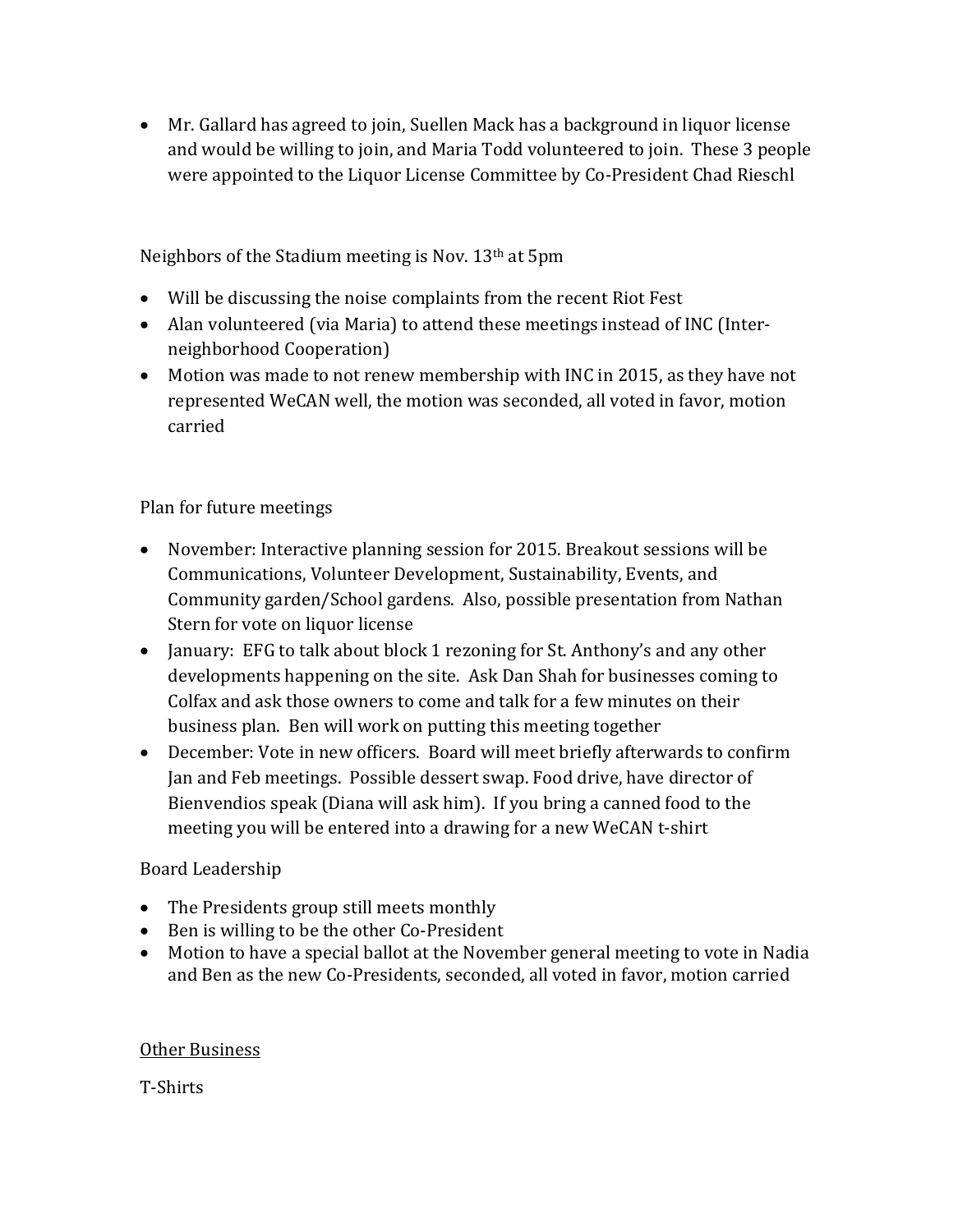- Mr. Gallard has agreed to join, Suellen Mack has a background in liquor license and would be willing to join, and Maria Todd volunteered to join. These 3 people were appointed to the Liquor License Committee by Co-President Chad Rieschl

Neighbors of the Stadium meeting is Nov. 13th at 5pm

- Will be discussing the noise complaints from the recent Riot Fest
- Alan volunteered (via Maria) to attend these meetings instead of INC (Inter-neighborhood Cooperation)
- Motion was made to not renew membership with INC in 2015, as they have not represented WeCAN well, the motion was seconded, all voted in favor, motion carried

Plan for future meetings

- November: Interactive planning session for 2015. Breakout sessions will be Communications, Volunteer Development, Sustainability, Events, and Community garden/School gardens. Also, possible presentation from Nathan Stern for vote on liquor license
- January: EFG to talk about block 1 rezoning for St. Anthony's and any other developments happening on the site. Ask Dan Shah for businesses coming to Colfax and ask those owners to come and talk for a few minutes on their business plan. Ben will work on putting this meeting together
- December: Vote in new officers. Board will meet briefly afterwards to confirm Jan and Feb meetings. Possible dessert swap. Food drive, have director of Bienvendios speak (Diana will ask him). If you bring a canned food to the meeting you will be entered into a drawing for a new WeCAN t-shirt

Board Leadership

- The Presidents group still meets monthly
- Ben is willing to be the other Co-President
- Motion to have a special ballot at the November general meeting to vote in Nadia and Ben as the new Co-Presidents, seconded, all voted in favor, motion carried

<u>Other Business</u>

T-Shirts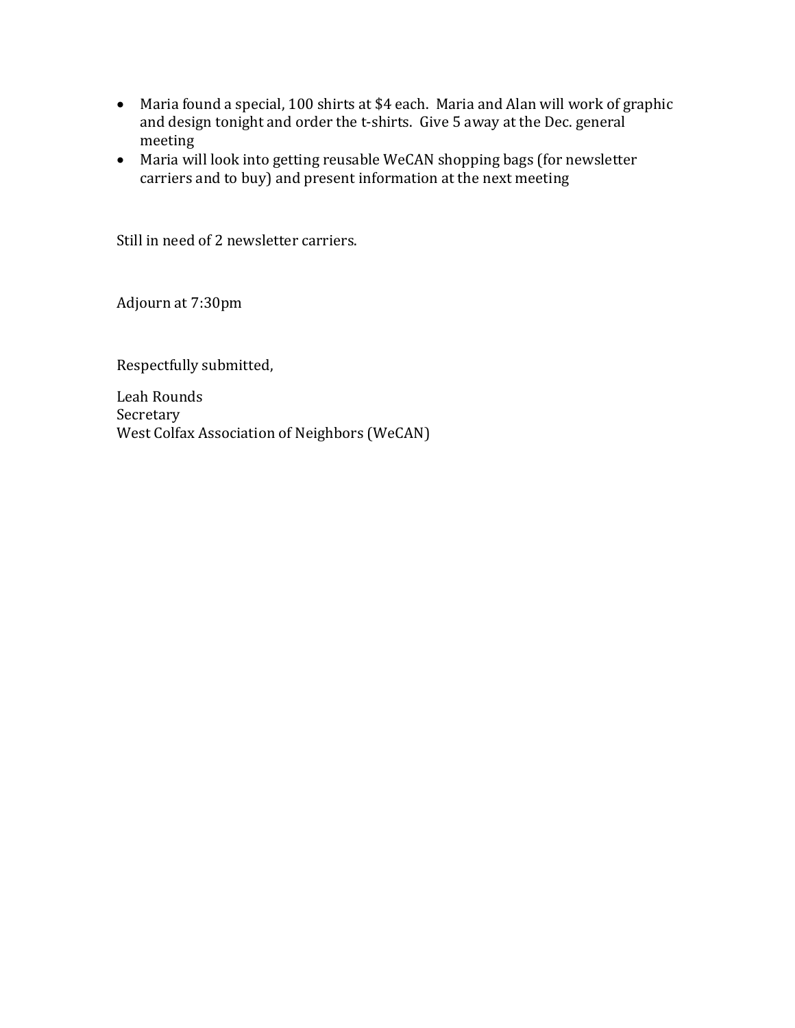- Maria found a special, 100 shirts at $4 each. Maria and Alan will work of graphic and design tonight and order the t-shirts. Give 5 away at the Dec. general meeting
- Maria will look into getting reusable WeCAN shopping bags (for newsletter carriers and to buy) and present information at the next meeting

Still in need of 2 newsletter carriers.

Adjourn at 7:30pm

Respectfully submitted,

Leah Rounds
Secretary
West Colfax Association of Neighbors (WeCAN)